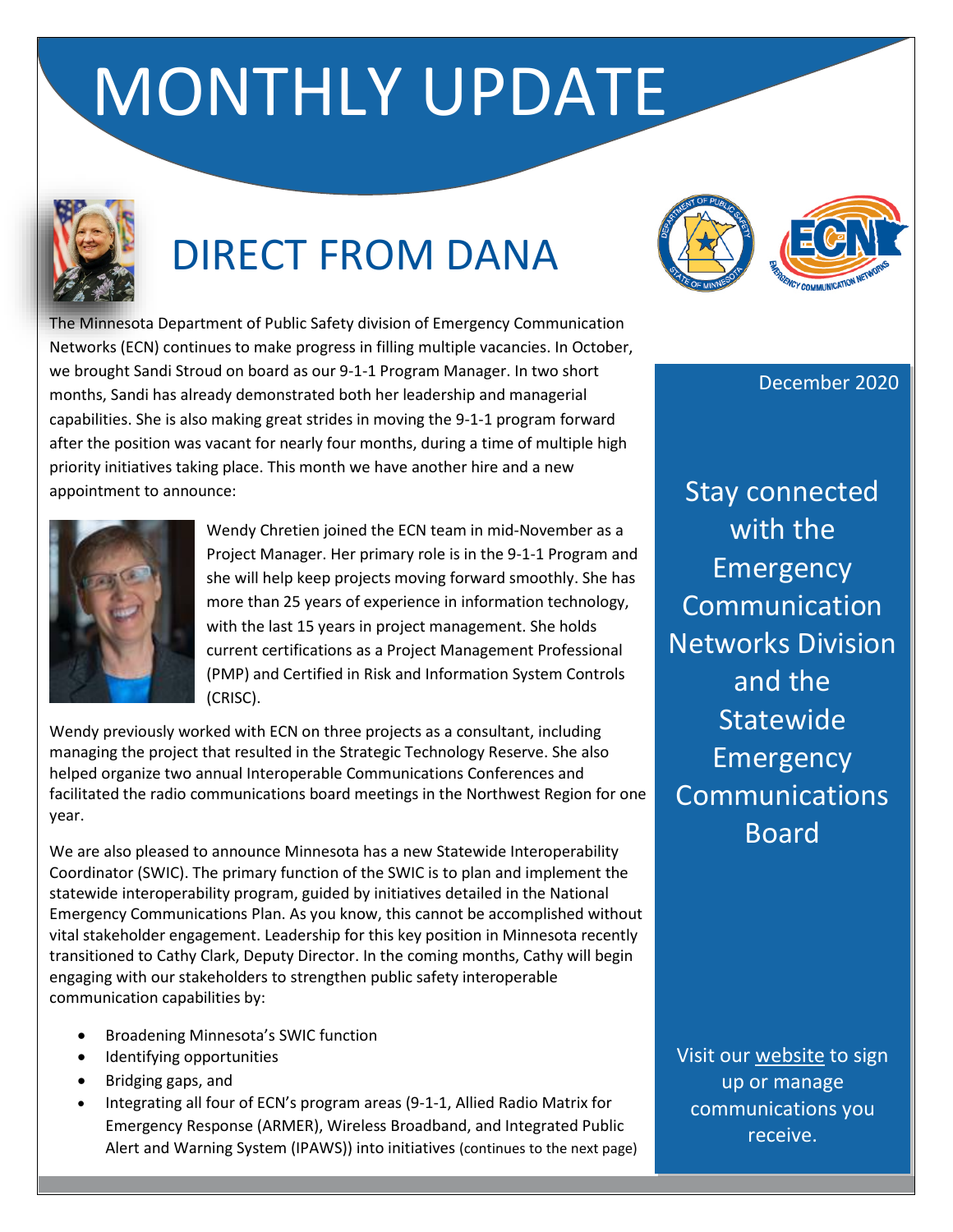# MONTHLY UPDATE

## DIRECT FROM DANA

December 2020

The Minnesota Department of Public Safety division of Emergency Communication Networks (ECN) continues to make progress in filling multiple vacancies. In October, we brought Sandi Stroud on board as our 9-1-1 Program Manager. In two short months, Sandi has already demonstrated both her leadership and managerial capabilities. She is also making great strides in moving the 9-1-1 program forward after the position was vacant for nearly four months, during a time of multiple high priority initiatives taking place. This month we have another hire and a new appointment to announce:

Wendy Chretien joined the ECN team in mid-November as a Project Manager. Her primary role is in the 9-1-1 Program and she will help keep projects moving forward smoothly. She has more than 25 years of experience in information technology, with the last 15 years in project management. She holds current certifications as a Project Management Professional (PMP) and Certified in Risk and Information System Controls (CRISC).

Wendy previously worked with ECN on three projects as a consultant, including managing the project that resulted in the Strategic Technology Reserve. She also helped organize two annual Interoperable Communications Conferences and facilitated the radio communications board meetings in the Northwest Region for one year.

We are also pleased to announce Minnesota has a new Statewide Interoperability Coordinator (SWIC). The primary function of the SWIC is to plan and implement the statewide interoperability program, guided by initiatives detailed in the National Emergency Communications Plan. As you know, this cannot be accomplished without vital stakeholder engagement. Leadership for this key position in Minnesota recently transitioned to Cathy Clark, Deputy Director. In the coming months, Cathy will begin engaging with our stakeholders to strengthen public safety interoperable communication capabilities by:

- Broadening Minnesota's SWIC function
- Identifying opportunities
- Bridging gaps, and
- Integrating all four of ECN's program areas (9-1-1, Allied Radio Matrix for Emergency Response (ARMER), Wireless Broadband, and Integrated Public Alert and Warning System (IPAWS)) into initiatives (continues to the next page)

Stay connected with the Emergency Communication Networks Division and the Statewide Emergency Communications Board

Visit our website to sign up or manage communications you receive.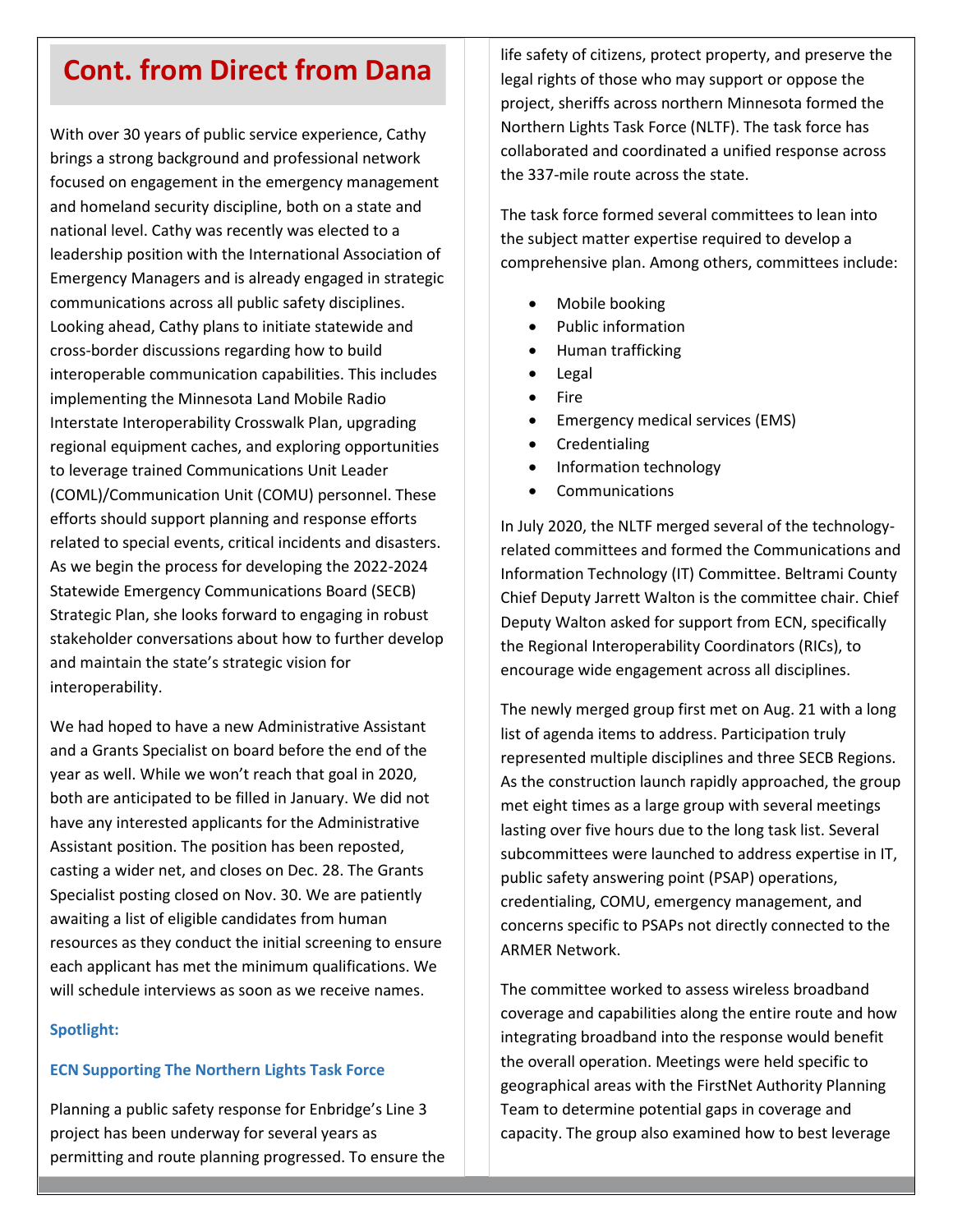# Cont. from Direct from Dana

With over 30 years of public service experience, Cathy brings a strong background and professional network focused on engagement in the emergency management and homeland security discipline, both on a state and national level. Cathy was recently was elected to a leadership position with the International Association of Emergency Managers and is already engaged in strategic communications across all public safety disciplines. Looking ahead, Cathy plans to initiate statewide and cross-border discussions regarding how to build interoperable communication capabilities. This includes implementing the Minnesota Land Mobile Radio Interstate Interoperability Crosswalk Plan, upgrading regional equipment caches, and exploring opportunities to leverage trained Communications Unit Leader (COML)/Communication Unit (COMU) personnel. These efforts should support planning and response efforts related to special events, critical incidents and disasters. As we begin the process for developing the 2022-2024 Statewide Emergency Communications Board (SECB) Strategic Plan, she looks forward to engaging in robust stakeholder conversations about how to further develop and maintain the state's strategic vision for interoperability.

We had hoped to have a new Administrative Assistant and a Grants Specialist on board before the end of the year as well. While we won't reach that goal in 2020, both are anticipated to be filled in January. We did not have any interested applicants for the Administrative Assistant position. The position has been reposted, casting a wider net, and closes on Dec. 28. The Grants Specialist posting closed on Nov. 30. We are patiently awaiting a list of eligible candidates from human resources as they conduct the initial screening to ensure each applicant has met the minimum qualifications. We will schedule interviews as soon as we receive names.

**Spotlight:**

**ECN Supporting The Northern Lights Task Force**

Planning a public safety response for Enbridge's Line 3 project has been underway for several years as permitting and route planning progressed. To ensure the life safety of citizens, protect property, and preserve the legal rights of those who may support or oppose the project, sheriffs across northern Minnesota formed the Northern Lights Task Force (NLTF). The task force has collaborated and coordinated a unified response across the 337-mile route across the state.

The task force formed several committees to lean into the subject matter expertise required to develop a comprehensive plan. Among others, committees include:

- Mobile booking
- Public information
- Human trafficking
- Legal
- Fire
- Emergency medical services (EMS)
- Credentialing
- Information technology
- Communications

In July 2020, the NLTF merged several of the technology-related committees and formed the Communications and Information Technology (IT) Committee. Beltrami County Chief Deputy Jarrett Walton is the committee chair. Chief Deputy Walton asked for support from ECN, specifically the Regional Interoperability Coordinators (RICs), to encourage wide engagement across all disciplines.

The newly merged group first met on Aug. 21 with a long list of agenda items to address. Participation truly represented multiple disciplines and three SECB Regions. As the construction launch rapidly approached, the group met eight times as a large group with several meetings lasting over five hours due to the long task list. Several subcommittees were launched to address expertise in IT, public safety answering point (PSAP) operations, credentialing, COMU, emergency management, and concerns specific to PSAPs not directly connected to the ARMER Network.

The committee worked to assess wireless broadband coverage and capabilities along the entire route and how integrating broadband into the response would benefit the overall operation. Meetings were held specific to geographical areas with the FirstNet Authority Planning Team to determine potential gaps in coverage and capacity. The group also examined how to best leverage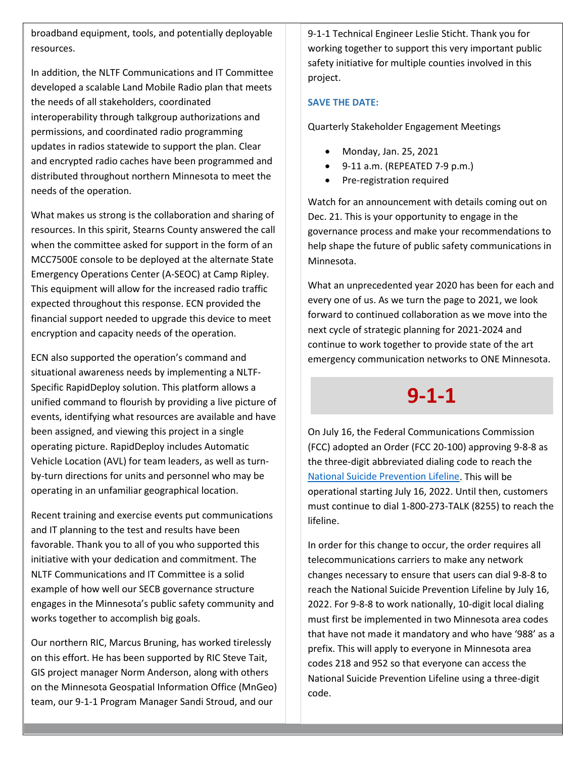broadband equipment, tools, and potentially deployable resources.

In addition, the NLTF Communications and IT Committee developed a scalable Land Mobile Radio plan that meets the needs of all stakeholders, coordinated interoperability through talkgroup authorizations and permissions, and coordinated radio programming updates in radios statewide to support the plan. Clear and encrypted radio caches have been programmed and distributed throughout northern Minnesota to meet the needs of the operation.

What makes us strong is the collaboration and sharing of resources. In this spirit, Stearns County answered the call when the committee asked for support in the form of an MCC7500E console to be deployed at the alternate State Emergency Operations Center (A-SEOC) at Camp Ripley. This equipment will allow for the increased radio traffic expected throughout this response. ECN provided the financial support needed to upgrade this device to meet encryption and capacity needs of the operation.

ECN also supported the operation's command and situational awareness needs by implementing a NLTF-Specific RapidDeploy solution. This platform allows a unified command to flourish by providing a live picture of events, identifying what resources are available and have been assigned, and viewing this project in a single operating picture. RapidDeploy includes Automatic Vehicle Location (AVL) for team leaders, as well as turn-by-turn directions for units and personnel who may be operating in an unfamiliar geographical location.

Recent training and exercise events put communications and IT planning to the test and results have been favorable. Thank you to all of you who supported this initiative with your dedication and commitment. The NLTF Communications and IT Committee is a solid example of how well our SECB governance structure engages in the Minnesota's public safety community and works together to accomplish big goals.

Our northern RIC, Marcus Bruning, has worked tirelessly on this effort. He has been supported by RIC Steve Tait, GIS project manager Norm Anderson, along with others on the Minnesota Geospatial Information Office (MnGeo) team, our 9-1-1 Program Manager Sandi Stroud, and our 9-1-1 Technical Engineer Leslie Sticht. Thank you for working together to support this very important public safety initiative for multiple counties involved in this project.

**SAVE THE DATE:**

Quarterly Stakeholder Engagement Meetings

- Monday, Jan. 25, 2021
- 9-11 a.m. (REPEATED 7-9 p.m.)
- Pre-registration required

Watch for an announcement with details coming out on Dec. 21. This is your opportunity to engage in the governance process and make your recommendations to help shape the future of public safety communications in Minnesota.

What an unprecedented year 2020 has been for each and every one of us. As we turn the page to 2021, we look forward to continued collaboration as we move into the next cycle of strategic planning for 2021-2024 and continue to work together to provide state of the art emergency communication networks to ONE Minnesota.

# 9-1-1

On July 16, the Federal Communications Commission (FCC) adopted an Order (FCC 20-100) approving 9-8-8 as the three-digit abbreviated dialing code to reach the National Suicide Prevention Lifeline. This will be operational starting July 16, 2022. Until then, customers must continue to dial 1-800-273-TALK (8255) to reach the lifeline.

In order for this change to occur, the order requires all telecommunications carriers to make any network changes necessary to ensure that users can dial 9-8-8 to reach the National Suicide Prevention Lifeline by July 16, 2022. For 9-8-8 to work nationally, 10-digit local dialing must first be implemented in two Minnesota area codes that have not made it mandatory and who have '988' as a prefix. This will apply to everyone in Minnesota area codes 218 and 952 so that everyone can access the National Suicide Prevention Lifeline using a three-digit code.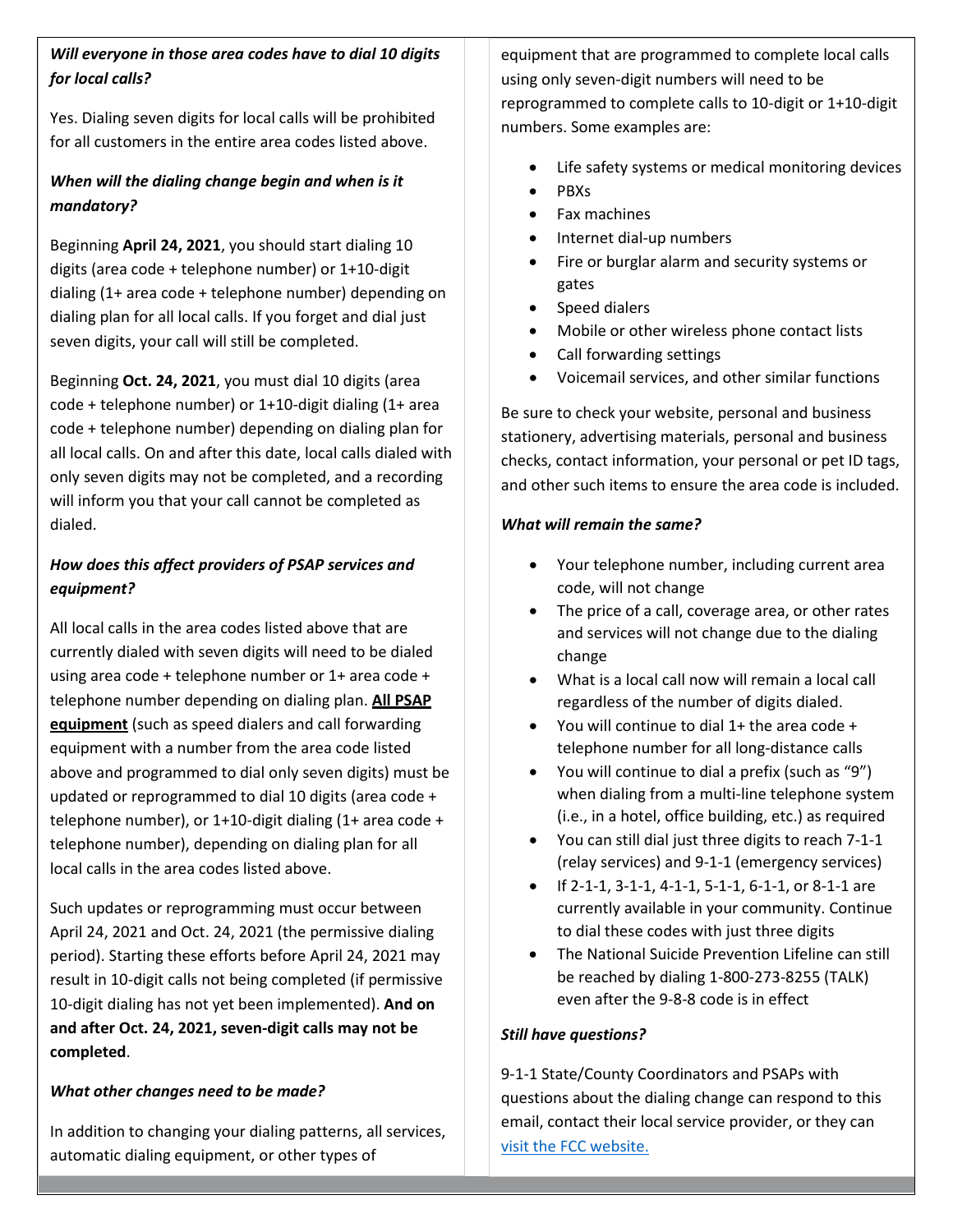***Will everyone in those area codes have to dial 10 digits for local calls?***

Yes. Dialing seven digits for local calls will be prohibited for all customers in the entire area codes listed above.

***When will the dialing change begin and when is it mandatory?***

Beginning **April 24, 2021**, you should start dialing 10 digits (area code + telephone number) or 1+10-digit dialing (1+ area code + telephone number) depending on dialing plan for all local calls. If you forget and dial just seven digits, your call will still be completed.

Beginning **Oct. 24, 2021**, you must dial 10 digits (area code + telephone number) or 1+10-digit dialing (1+ area code + telephone number) depending on dialing plan for all local calls. On and after this date, local calls dialed with only seven digits may not be completed, and a recording will inform you that your call cannot be completed as dialed.

***How does this affect providers of PSAP services and equipment?***

All local calls in the area codes listed above that are currently dialed with seven digits will need to be dialed using area code + telephone number or 1+ area code + telephone number depending on dialing plan. **<u>All PSAP equipment</u>** (such as speed dialers and call forwarding equipment with a number from the area code listed above and programmed to dial only seven digits) must be updated or reprogrammed to dial 10 digits (area code + telephone number), or 1+10-digit dialing (1+ area code + telephone number), depending on dialing plan for all local calls in the area codes listed above.

Such updates or reprogramming must occur between April 24, 2021 and Oct. 24, 2021 (the permissive dialing period). Starting these efforts before April 24, 2021 may result in 10-digit calls not being completed (if permissive 10-digit dialing has not yet been implemented). **And on and after Oct. 24, 2021, seven-digit calls may not be completed**.

***What other changes need to be made?***

In addition to changing your dialing patterns, all services, automatic dialing equipment, or other types of equipment that are programmed to complete local calls using only seven-digit numbers will need to be reprogrammed to complete calls to 10-digit or 1+10-digit numbers. Some examples are:

- Life safety systems or medical monitoring devices
- PBXs
- Fax machines
- Internet dial-up numbers
- Fire or burglar alarm and security systems or gates
- Speed dialers
- Mobile or other wireless phone contact lists
- Call forwarding settings
- Voicemail services, and other similar functions

Be sure to check your website, personal and business stationery, advertising materials, personal and business checks, contact information, your personal or pet ID tags, and other such items to ensure the area code is included.

***What will remain the same?***

- Your telephone number, including current area code, will not change
- The price of a call, coverage area, or other rates and services will not change due to the dialing change
- What is a local call now will remain a local call regardless of the number of digits dialed.
- You will continue to dial 1+ the area code + telephone number for all long-distance calls
- You will continue to dial a prefix (such as "9") when dialing from a multi-line telephone system (i.e., in a hotel, office building, etc.) as required
- You can still dial just three digits to reach 7-1-1 (relay services) and 9-1-1 (emergency services)
- If 2-1-1, 3-1-1, 4-1-1, 5-1-1, 6-1-1, or 8-1-1 are currently available in your community. Continue to dial these codes with just three digits
- The National Suicide Prevention Lifeline can still be reached by dialing 1-800-273-8255 (TALK) even after the 9-8-8 code is in effect

***Still have questions?***

9-1-1 State/County Coordinators and PSAPs with questions about the dialing change can respond to this email, contact their local service provider, or they can [visit the FCC website.]()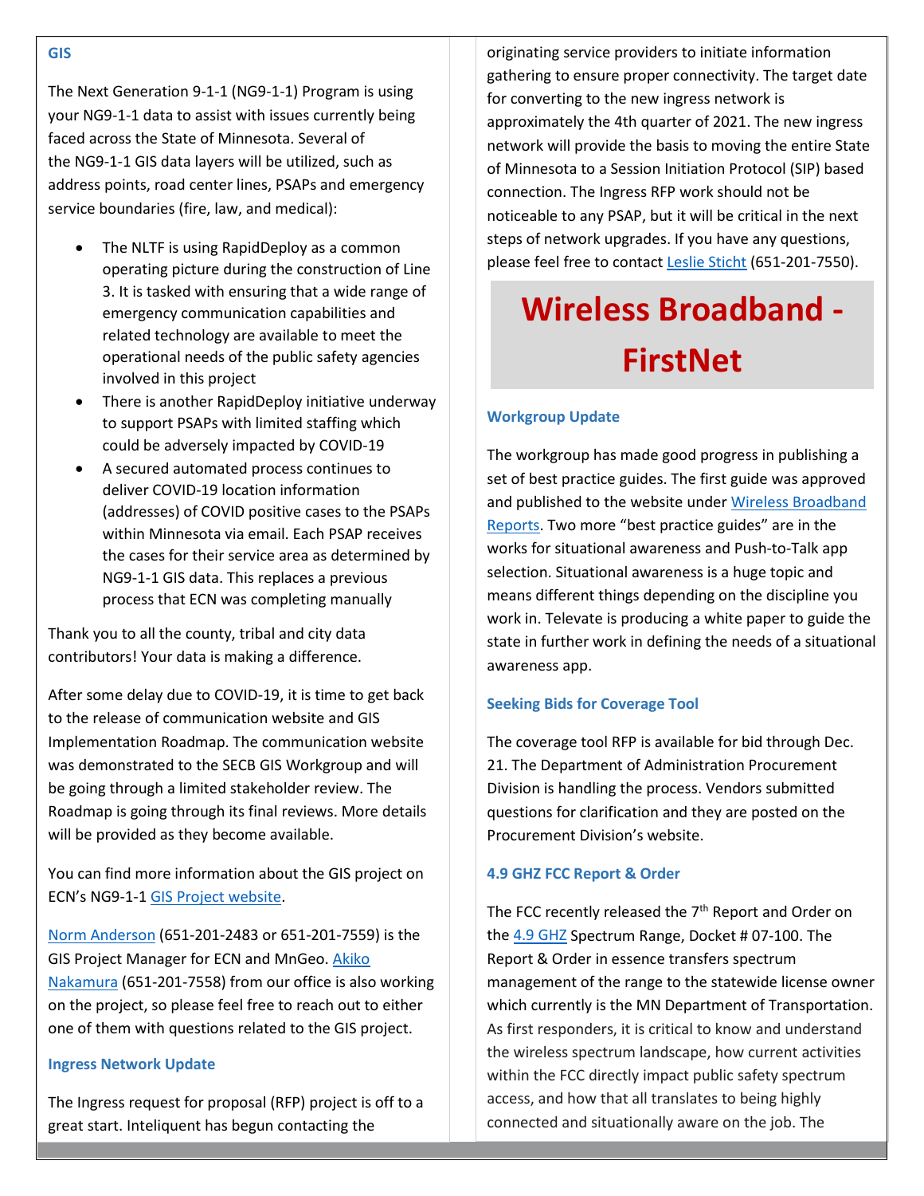### GIS

The Next Generation 9-1-1 (NG9-1-1) Program is using your NG9-1-1 data to assist with issues currently being faced across the State of Minnesota. Several of the NG9-1-1 GIS data layers will be utilized, such as address points, road center lines, PSAPs and emergency service boundaries (fire, law, and medical):

- The NLTF is using RapidDeploy as a common operating picture during the construction of Line 3. It is tasked with ensuring that a wide range of emergency communication capabilities and related technology are available to meet the operational needs of the public safety agencies involved in this project
- There is another RapidDeploy initiative underway to support PSAPs with limited staffing which could be adversely impacted by COVID-19
- A secured automated process continues to deliver COVID-19 location information (addresses) of COVID positive cases to the PSAPs within Minnesota via email. Each PSAP receives the cases for their service area as determined by NG9-1-1 GIS data. This replaces a previous process that ECN was completing manually

Thank you to all the county, tribal and city data contributors! Your data is making a difference.

After some delay due to COVID-19, it is time to get back to the release of communication website and GIS Implementation Roadmap. The communication website was demonstrated to the SECB GIS Workgroup and will be going through a limited stakeholder review. The Roadmap is going through its final reviews. More details will be provided as they become available.

You can find more information about the GIS project on ECN's NG9-1-1 GIS Project website.

Norm Anderson (651-201-2483 or 651-201-7559) is the GIS Project Manager for ECN and MnGeo. Akiko Nakamura (651-201-7558) from our office is also working on the project, so please feel free to reach out to either one of them with questions related to the GIS project.

### Ingress Network Update

The Ingress request for proposal (RFP) project is off to a great start. Inteliquent has begun contacting the originating service providers to initiate information gathering to ensure proper connectivity. The target date for converting to the new ingress network is approximately the 4th quarter of 2021. The new ingress network will provide the basis to moving the entire State of Minnesota to a Session Initiation Protocol (SIP) based connection. The Ingress RFP work should not be noticeable to any PSAP, but it will be critical in the next steps of network upgrades. If you have any questions, please feel free to contact Leslie Sticht (651-201-7550).

# Wireless Broadband - FirstNet

### Workgroup Update

The workgroup has made good progress in publishing a set of best practice guides. The first guide was approved and published to the website under Wireless Broadband Reports. Two more "best practice guides" are in the works for situational awareness and Push-to-Talk app selection. Situational awareness is a huge topic and means different things depending on the discipline you work in. Televate is producing a white paper to guide the state in further work in defining the needs of a situational awareness app.

### Seeking Bids for Coverage Tool

The coverage tool RFP is available for bid through Dec. 21. The Department of Administration Procurement Division is handling the process. Vendors submitted questions for clarification and they are posted on the Procurement Division's website.

### 4.9 GHZ FCC Report & Order

The FCC recently released the 7th Report and Order on the 4.9 GHZ Spectrum Range, Docket # 07-100. The Report & Order in essence transfers spectrum management of the range to the statewide license owner which currently is the MN Department of Transportation. As first responders, it is critical to know and understand the wireless spectrum landscape, how current activities within the FCC directly impact public safety spectrum access, and how that all translates to being highly connected and situationally aware on the job. The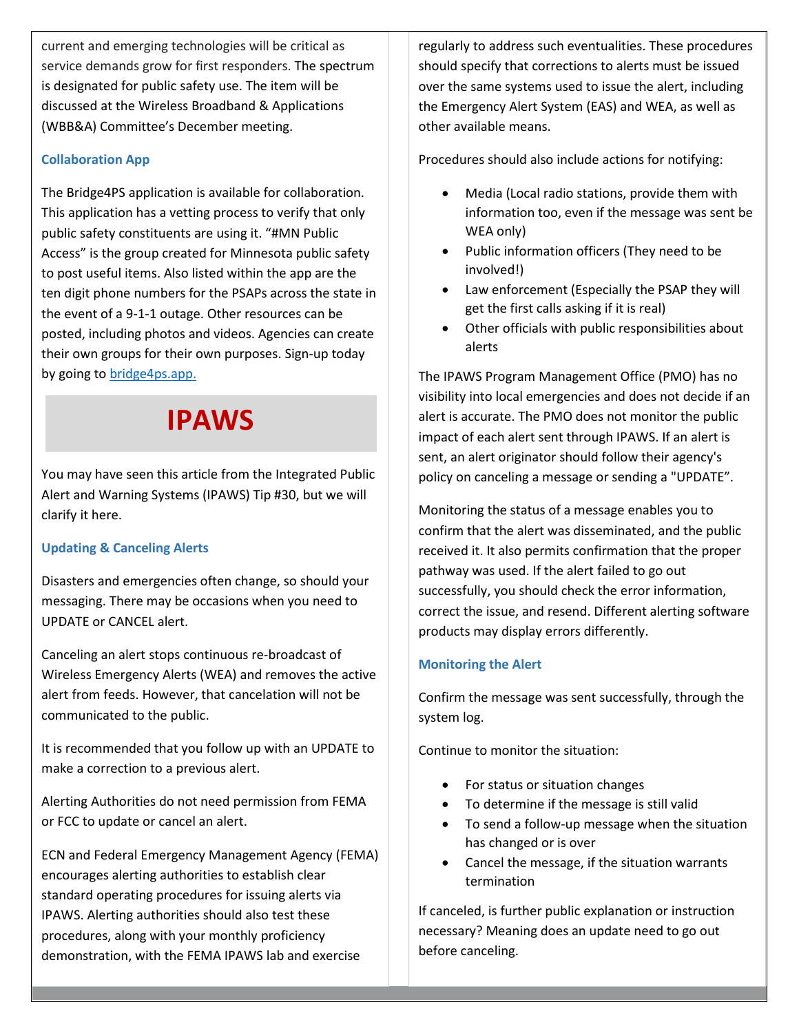current and emerging technologies will be critical as service demands grow for first responders. The spectrum is designated for public safety use. The item will be discussed at the Wireless Broadband & Applications (WBB&A) Committee's December meeting.

### Collaboration App

The Bridge4PS application is available for collaboration. This application has a vetting process to verify that only public safety constituents are using it. "#MN Public Access" is the group created for Minnesota public safety to post useful items. Also listed within the app are the ten digit phone numbers for the PSAPs across the state in the event of a 9-1-1 outage. Other resources can be posted, including photos and videos. Agencies can create their own groups for their own purposes. Sign-up today by going to [bridge4ps.app.](bridge4ps.app)

## IPAWS

You may have seen this article from the Integrated Public Alert and Warning Systems (IPAWS) Tip #30, but we will clarify it here.

### Updating & Canceling Alerts

Disasters and emergencies often change, so should your messaging. There may be occasions when you need to UPDATE or CANCEL alert.

Canceling an alert stops continuous re-broadcast of Wireless Emergency Alerts (WEA) and removes the active alert from feeds. However, that cancelation will not be communicated to the public.

It is recommended that you follow up with an UPDATE to make a correction to a previous alert.

Alerting Authorities do not need permission from FEMA or FCC to update or cancel an alert.

ECN and Federal Emergency Management Agency (FEMA) encourages alerting authorities to establish clear standard operating procedures for issuing alerts via IPAWS. Alerting authorities should also test these procedures, along with your monthly proficiency demonstration, with the FEMA IPAWS lab and exercise regularly to address such eventualities. These procedures should specify that corrections to alerts must be issued over the same systems used to issue the alert, including the Emergency Alert System (EAS) and WEA, as well as other available means.

Procedures should also include actions for notifying:

- Media (Local radio stations, provide them with information too, even if the message was sent be WEA only)
- Public information officers (They need to be involved!)
- Law enforcement (Especially the PSAP they will get the first calls asking if it is real)
- Other officials with public responsibilities about alerts

The IPAWS Program Management Office (PMO) has no visibility into local emergencies and does not decide if an alert is accurate. The PMO does not monitor the public impact of each alert sent through IPAWS. If an alert is sent, an alert originator should follow their agency's policy on canceling a message or sending a "UPDATE".

Monitoring the status of a message enables you to confirm that the alert was disseminated, and the public received it. It also permits confirmation that the proper pathway was used. If the alert failed to go out successfully, you should check the error information, correct the issue, and resend. Different alerting software products may display errors differently.

### Monitoring the Alert

Confirm the message was sent successfully, through the system log.

Continue to monitor the situation:

- For status or situation changes
- To determine if the message is still valid
- To send a follow-up message when the situation has changed or is over
- Cancel the message, if the situation warrants termination

If canceled, is further public explanation or instruction necessary? Meaning does an update need to go out before canceling.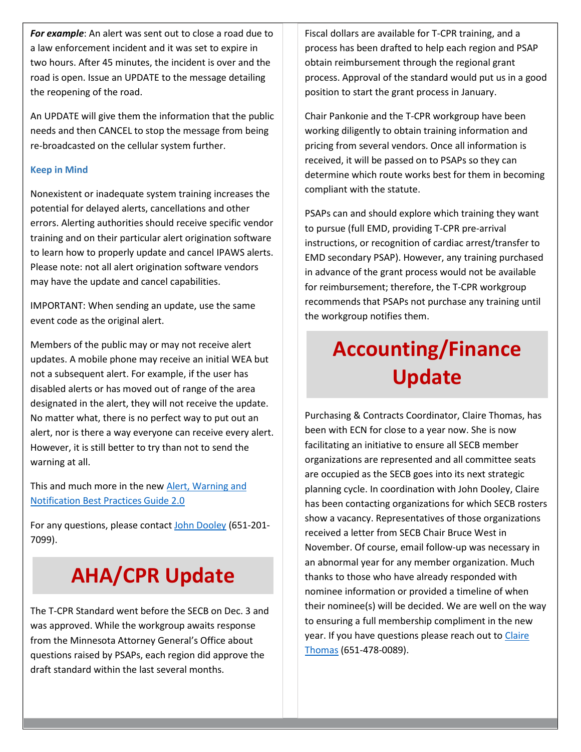***For example***: An alert was sent out to close a road due to a law enforcement incident and it was set to expire in two hours. After 45 minutes, the incident is over and the road is open. Issue an UPDATE to the message detailing the reopening of the road.

An UPDATE will give them the information that the public needs and then CANCEL to stop the message from being re-broadcasted on the cellular system further.

### Keep in Mind

Nonexistent or inadequate system training increases the potential for delayed alerts, cancellations and other errors. Alerting authorities should receive specific vendor training and on their particular alert origination software to learn how to properly update and cancel IPAWS alerts. Please note: not all alert origination software vendors may have the update and cancel capabilities.

IMPORTANT: When sending an update, use the same event code as the original alert.

Members of the public may or may not receive alert updates. A mobile phone may receive an initial WEA but not a subsequent alert. For example, if the user has disabled alerts or has moved out of range of the area designated in the alert, they will not receive the update. No matter what, there is no perfect way to put out an alert, nor is there a way everyone can receive every alert. However, it is still better to try than not to send the warning at all.

This and much more in the new Alert, Warning and Notification Best Practices Guide 2.0

For any questions, please contact John Dooley (651-201-7099).

# AHA/CPR Update

The T-CPR Standard went before the SECB on Dec. 3 and was approved. While the workgroup awaits response from the Minnesota Attorney General's Office about questions raised by PSAPs, each region did approve the draft standard within the last several months.

Fiscal dollars are available for T-CPR training, and a process has been drafted to help each region and PSAP obtain reimbursement through the regional grant process. Approval of the standard would put us in a good position to start the grant process in January.

Chair Pankonie and the T-CPR workgroup have been working diligently to obtain training information and pricing from several vendors. Once all information is received, it will be passed on to PSAPs so they can determine which route works best for them in becoming compliant with the statute.

PSAPs can and should explore which training they want to pursue (full EMD, providing T-CPR pre-arrival instructions, or recognition of cardiac arrest/transfer to EMD secondary PSAP). However, any training purchased in advance of the grant process would not be available for reimbursement; therefore, the T-CPR workgroup recommends that PSAPs not purchase any training until the workgroup notifies them.

# Accounting/Finance Update

Purchasing & Contracts Coordinator, Claire Thomas, has been with ECN for close to a year now. She is now facilitating an initiative to ensure all SECB member organizations are represented and all committee seats are occupied as the SECB goes into its next strategic planning cycle. In coordination with John Dooley, Claire has been contacting organizations for which SECB rosters show a vacancy. Representatives of those organizations received a letter from SECB Chair Bruce West in November. Of course, email follow-up was necessary in an abnormal year for any member organization. Much thanks to those who have already responded with nominee information or provided a timeline of when their nominee(s) will be decided. We are well on the way to ensuring a full membership compliment in the new year. If you have questions please reach out to Claire Thomas (651-478-0089).